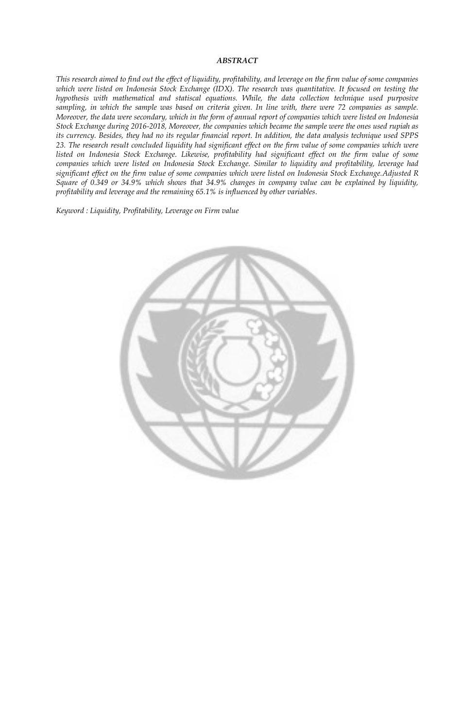***ABSTRACT***

*This research aimed to find out the effect of liquidity, profitability, and leverage on the firm value of some companies which were listed on Indonesia Stock Exchange (IDX). The research was quantitative. It focused on testing the hypothesis with mathematical and statiscal equations. While, the data collection technique used purposive sampling, in which the sample was based on criteria given. In line with, there were 72 companies as sample. Moreover, the data were secondary, which in the form of annual report of companies which were listed on Indonesia Stock Exchange during 2016-2018, Moreover, the companies which became the sample were the ones used rupiah as its currency. Besides, they had no its regular financial report. In addition, the data analysis technique used SPPS 23. The research result concluded liquidity had significant effect on the firm value of some companies which were listed on Indonesia Stock Exchange. Likewise, profitability had significant effect on the firm value of some companies which were listed on Indonesia Stock Exchange. Similar to liquidity and profitability, leverage had significant effect on the firm value of some companies which were listed on Indonesia Stock Exchange.Adjusted R Square of 0.349 or 34.9% which shows that 34.9% changes in company value can be explained by liquidity, profitability and leverage and the remaining 65.1% is influenced by other variables.*

*Keyword : Liquidity, Profitability, Leverage on Firm value*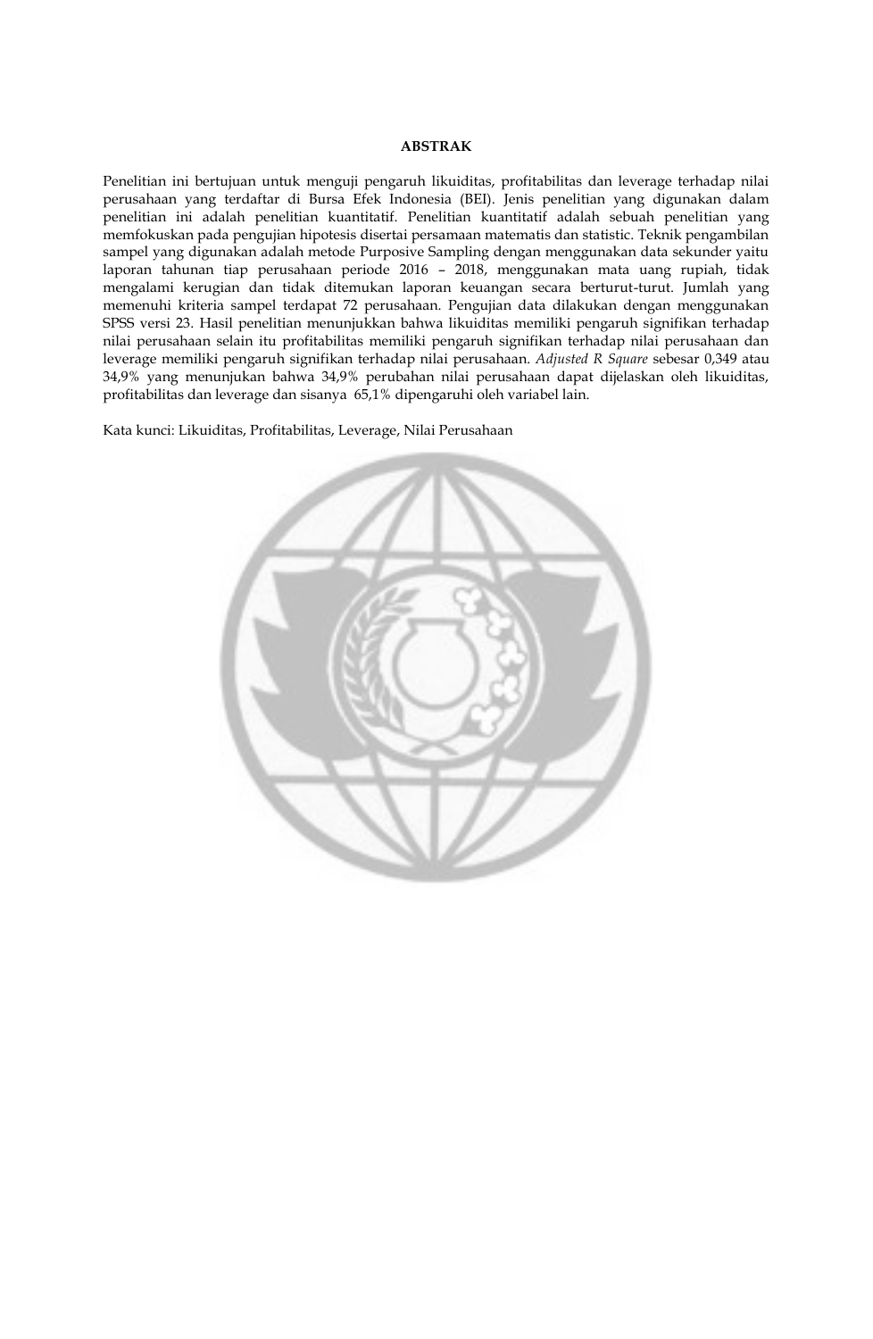**ABSTRAK**

Penelitian ini bertujuan untuk menguji pengaruh likuiditas, profitabilitas dan leverage terhadap nilai perusahaan yang terdaftar di Bursa Efek Indonesia (BEI). Jenis penelitian yang digunakan dalam penelitian ini adalah penelitian kuantitatif. Penelitian kuantitatif adalah sebuah penelitian yang memfokuskan pada pengujian hipotesis disertai persamaan matematis dan statistic. Teknik pengambilan sampel yang digunakan adalah metode Purposive Sampling dengan menggunakan data sekunder yaitu laporan tahunan tiap perusahaan periode 2016 – 2018, menggunakan mata uang rupiah, tidak mengalami kerugian dan tidak ditemukan laporan keuangan secara berturut-turut. Jumlah yang memenuhi kriteria sampel terdapat 72 perusahaan. Pengujian data dilakukan dengan menggunakan SPSS versi 23. Hasil penelitian menunjukkan bahwa likuiditas memiliki pengaruh signifikan terhadap nilai perusahaan selain itu profitabilitas memiliki pengaruh signifikan terhadap nilai perusahaan dan leverage memiliki pengaruh signifikan terhadap nilai perusahaan. *Adjusted R Square* sebesar 0,349 atau 34,9% yang menunjukan bahwa 34,9% perubahan nilai perusahaan dapat dijelaskan oleh likuiditas, profitabilitas dan leverage dan sisanya 65,1% dipengaruhi oleh variabel lain.

Kata kunci: Likuiditas, Profitabilitas, Leverage, Nilai Perusahaan